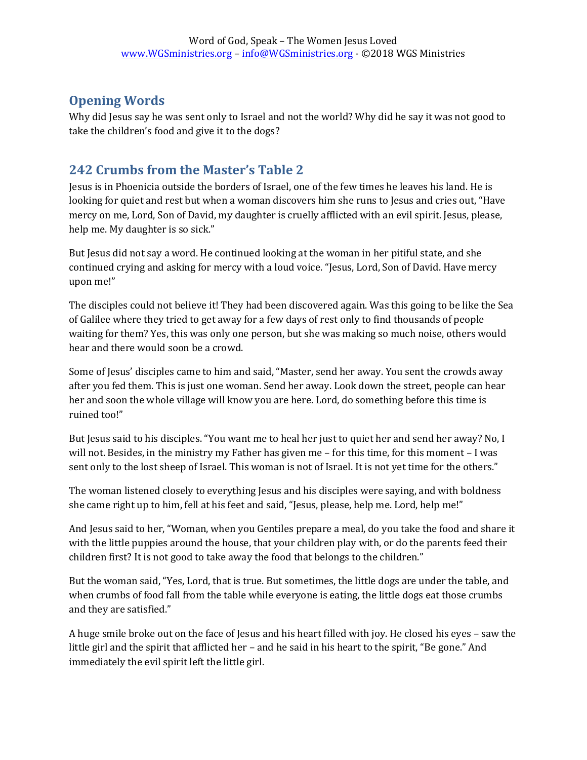## Opening Words

Why did Jesus say he was sent only to Israel and not the world? Why did he say it was not good to take the children's food and give it to the dogs?

## 242 Crumbs from the Master's Table 2

Jesus is in Phoenicia outside the borders of Israel, one of the few times he leaves his land. He is looking for quiet and rest but when a woman discovers him she runs to Jesus and cries out, "Have mercy on me, Lord, Son of David, my daughter is cruelly afflicted with an evil spirit. Jesus, please, help me. My daughter is so sick."

But Jesus did not say a word. He continued looking at the woman in her pitiful state, and she continued crying and asking for mercy with a loud voice. "Jesus, Lord, Son of David. Have mercy upon me!"

The disciples could not believe it! They had been discovered again. Was this going to be like the Sea of Galilee where they tried to get away for a few days of rest only to find thousands of people waiting for them? Yes, this was only one person, but she was making so much noise, others would hear and there would soon be a crowd.

Some of Jesus' disciples came to him and said, "Master, send her away. You sent the crowds away after you fed them. This is just one woman. Send her away. Look down the street, people can hear her and soon the whole village will know you are here. Lord, do something before this time is ruined too!"

But Jesus said to his disciples. "You want me to heal her just to quiet her and send her away? No, I will not. Besides, in the ministry my Father has given me – for this time, for this moment – I was sent only to the lost sheep of Israel. This woman is not of Israel. It is not yet time for the others."

The woman listened closely to everything Jesus and his disciples were saying, and with boldness she came right up to him, fell at his feet and said, "Jesus, please, help me. Lord, help me!"

And Jesus said to her, "Woman, when you Gentiles prepare a meal, do you take the food and share it with the little puppies around the house, that your children play with, or do the parents feed their children first? It is not good to take away the food that belongs to the children."

But the woman said, "Yes, Lord, that is true. But sometimes, the little dogs are under the table, and when crumbs of food fall from the table while everyone is eating, the little dogs eat those crumbs and they are satisfied."

A huge smile broke out on the face of Jesus and his heart filled with joy. He closed his eyes – saw the little girl and the spirit that afflicted her – and he said in his heart to the spirit, "Be gone." And immediately the evil spirit left the little girl.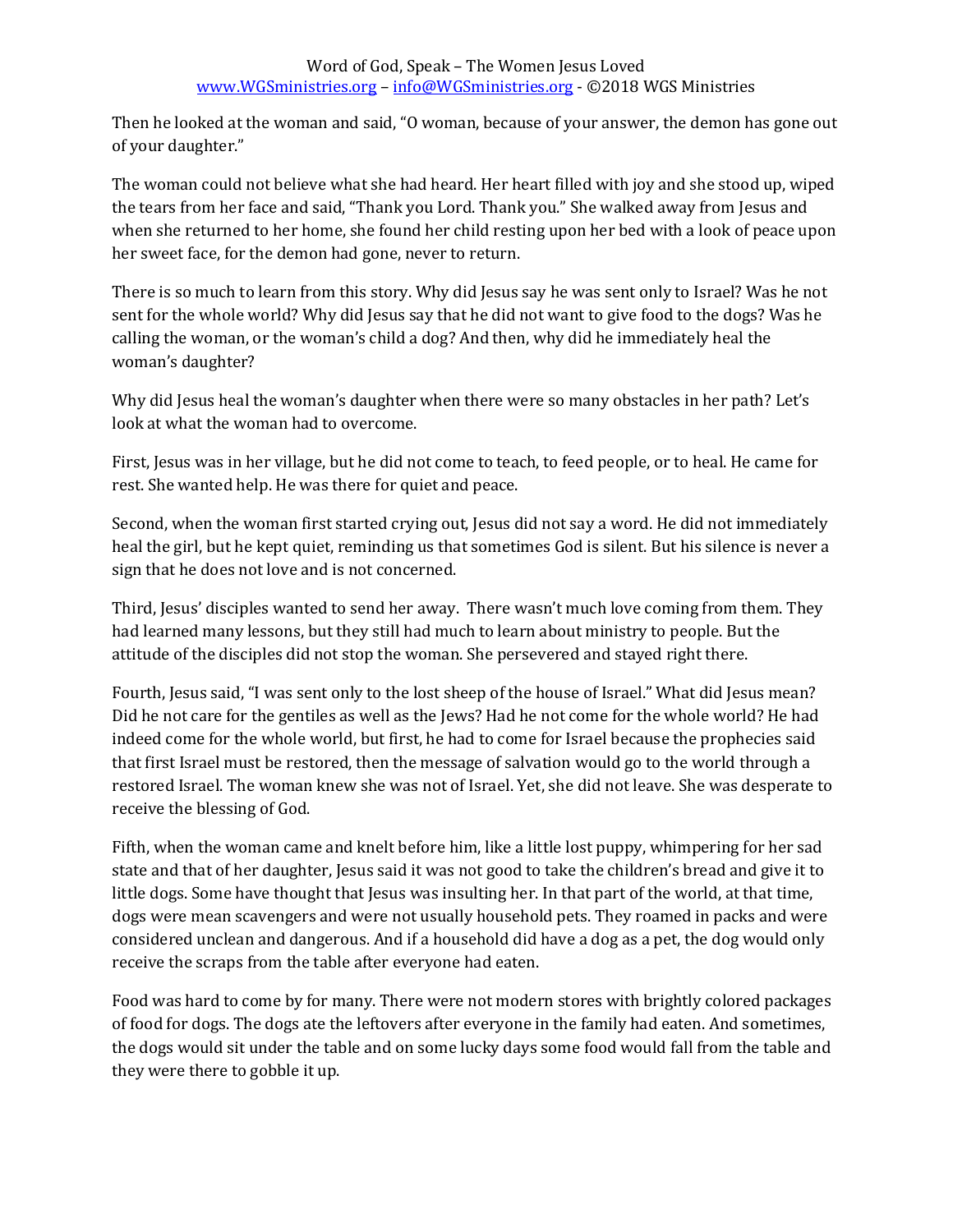Then he looked at the woman and said, "O woman, because of your answer, the demon has gone out of your daughter."

The woman could not believe what she had heard. Her heart filled with joy and she stood up, wiped the tears from her face and said, "Thank you Lord. Thank you." She walked away from Jesus and when she returned to her home, she found her child resting upon her bed with a look of peace upon her sweet face, for the demon had gone, never to return.

There is so much to learn from this story. Why did Jesus say he was sent only to Israel? Was he not sent for the whole world? Why did Jesus say that he did not want to give food to the dogs? Was he calling the woman, or the woman's child a dog? And then, why did he immediately heal the woman's daughter?

Why did Jesus heal the woman's daughter when there were so many obstacles in her path? Let's look at what the woman had to overcome.

First, Jesus was in her village, but he did not come to teach, to feed people, or to heal. He came for rest. She wanted help. He was there for quiet and peace.

Second, when the woman first started crying out, Jesus did not say a word. He did not immediately heal the girl, but he kept quiet, reminding us that sometimes God is silent. But his silence is never a sign that he does not love and is not concerned.

Third, Jesus' disciples wanted to send her away. There wasn't much love coming from them. They had learned many lessons, but they still had much to learn about ministry to people. But the attitude of the disciples did not stop the woman. She persevered and stayed right there.

Fourth, Jesus said, "I was sent only to the lost sheep of the house of Israel." What did Jesus mean? Did he not care for the gentiles as well as the Jews? Had he not come for the whole world? He had indeed come for the whole world, but first, he had to come for Israel because the prophecies said that first Israel must be restored, then the message of salvation would go to the world through a restored Israel. The woman knew she was not of Israel. Yet, she did not leave. She was desperate to receive the blessing of God.

Fifth, when the woman came and knelt before him, like a little lost puppy, whimpering for her sad state and that of her daughter, Jesus said it was not good to take the children's bread and give it to little dogs. Some have thought that Jesus was insulting her. In that part of the world, at that time, dogs were mean scavengers and were not usually household pets. They roamed in packs and were considered unclean and dangerous. And if a household did have a dog as a pet, the dog would only receive the scraps from the table after everyone had eaten.

Food was hard to come by for many. There were not modern stores with brightly colored packages of food for dogs. The dogs ate the leftovers after everyone in the family had eaten. And sometimes, the dogs would sit under the table and on some lucky days some food would fall from the table and they were there to gobble it up.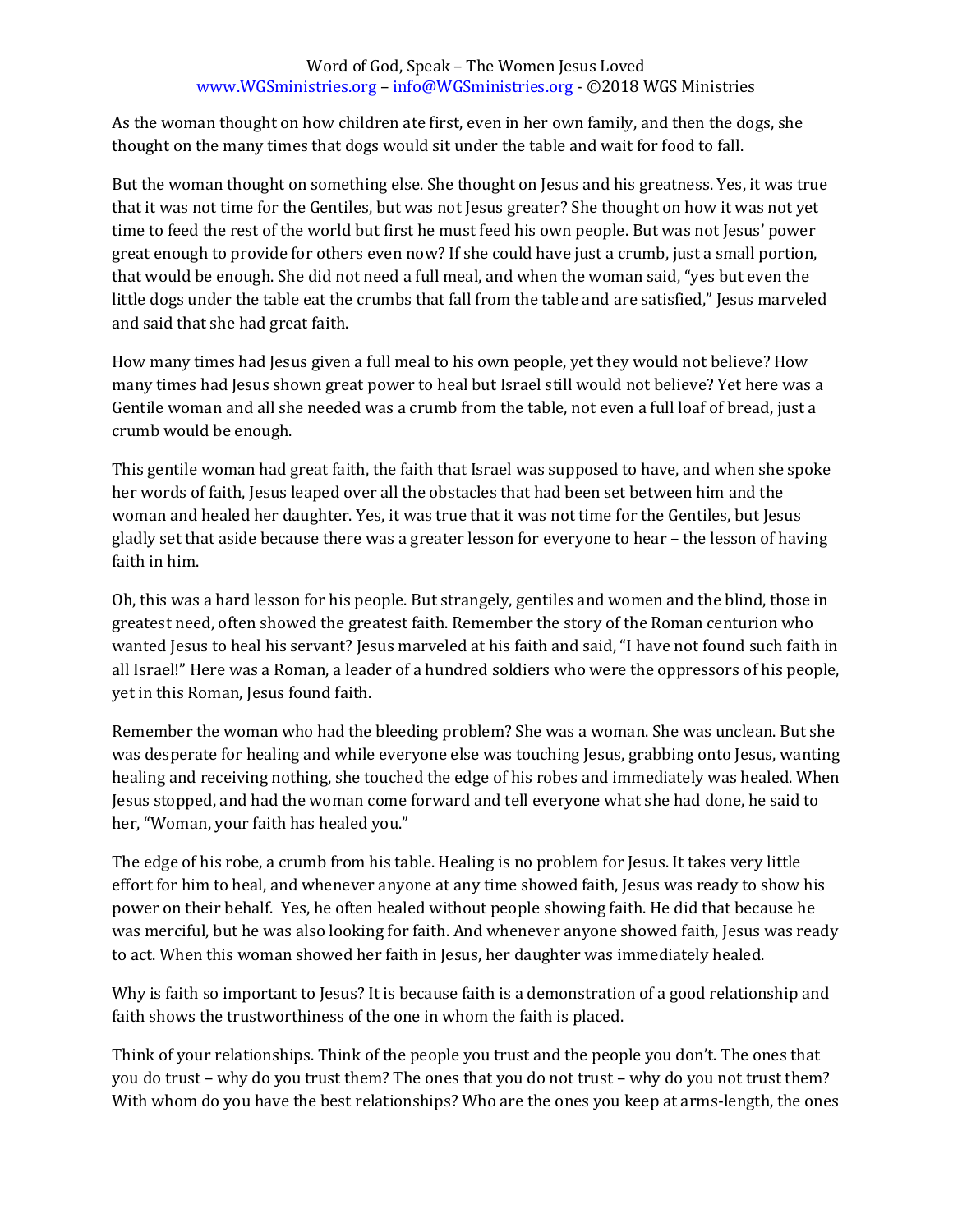As the woman thought on how children ate first, even in her own family, and then the dogs, she thought on the many times that dogs would sit under the table and wait for food to fall.

But the woman thought on something else. She thought on Jesus and his greatness. Yes, it was true that it was not time for the Gentiles, but was not Jesus greater? She thought on how it was not yet time to feed the rest of the world but first he must feed his own people. But was not Jesus' power great enough to provide for others even now? If she could have just a crumb, just a small portion, that would be enough. She did not need a full meal, and when the woman said, "yes but even the little dogs under the table eat the crumbs that fall from the table and are satisfied," Jesus marveled and said that she had great faith.

How many times had Jesus given a full meal to his own people, yet they would not believe? How many times had Jesus shown great power to heal but Israel still would not believe? Yet here was a Gentile woman and all she needed was a crumb from the table, not even a full loaf of bread, just a crumb would be enough.

This gentile woman had great faith, the faith that Israel was supposed to have, and when she spoke her words of faith, Jesus leaped over all the obstacles that had been set between him and the woman and healed her daughter. Yes, it was true that it was not time for the Gentiles, but Jesus gladly set that aside because there was a greater lesson for everyone to hear – the lesson of having faith in him.

Oh, this was a hard lesson for his people. But strangely, gentiles and women and the blind, those in greatest need, often showed the greatest faith. Remember the story of the Roman centurion who wanted Jesus to heal his servant? Jesus marveled at his faith and said, "I have not found such faith in all Israel!" Here was a Roman, a leader of a hundred soldiers who were the oppressors of his people, yet in this Roman, Jesus found faith.

Remember the woman who had the bleeding problem? She was a woman. She was unclean. But she was desperate for healing and while everyone else was touching Jesus, grabbing onto Jesus, wanting healing and receiving nothing, she touched the edge of his robes and immediately was healed. When Jesus stopped, and had the woman come forward and tell everyone what she had done, he said to her, "Woman, your faith has healed you."

The edge of his robe, a crumb from his table. Healing is no problem for Jesus. It takes very little effort for him to heal, and whenever anyone at any time showed faith, Jesus was ready to show his power on their behalf. Yes, he often healed without people showing faith. He did that because he was merciful, but he was also looking for faith. And whenever anyone showed faith, Jesus was ready to act. When this woman showed her faith in Jesus, her daughter was immediately healed.

Why is faith so important to Jesus? It is because faith is a demonstration of a good relationship and faith shows the trustworthiness of the one in whom the faith is placed.

Think of your relationships. Think of the people you trust and the people you don't. The ones that you do trust – why do you trust them? The ones that you do not trust – why do you not trust them? With whom do you have the best relationships? Who are the ones you keep at arms-length, the ones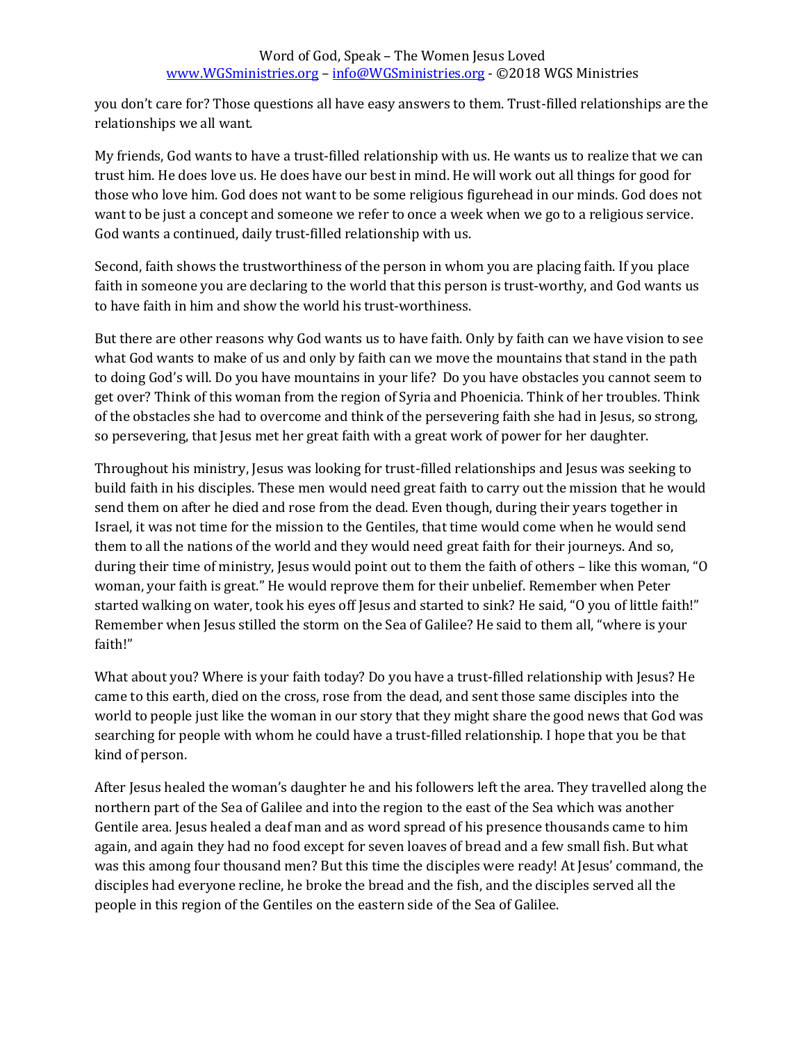you don't care for? Those questions all have easy answers to them. Trust-filled relationships are the relationships we all want.

My friends, God wants to have a trust-filled relationship with us. He wants us to realize that we can trust him. He does love us. He does have our best in mind. He will work out all things for good for those who love him. God does not want to be some religious figurehead in our minds. God does not want to be just a concept and someone we refer to once a week when we go to a religious service. God wants a continued, daily trust-filled relationship with us.

Second, faith shows the trustworthiness of the person in whom you are placing faith. If you place faith in someone you are declaring to the world that this person is trust-worthy, and God wants us to have faith in him and show the world his trust-worthiness.

But there are other reasons why God wants us to have faith. Only by faith can we have vision to see what God wants to make of us and only by faith can we move the mountains that stand in the path to doing God's will. Do you have mountains in your life? Do you have obstacles you cannot seem to get over? Think of this woman from the region of Syria and Phoenicia. Think of her troubles. Think of the obstacles she had to overcome and think of the persevering faith she had in Jesus, so strong, so persevering, that Jesus met her great faith with a great work of power for her daughter.

Throughout his ministry, Jesus was looking for trust-filled relationships and Jesus was seeking to build faith in his disciples. These men would need great faith to carry out the mission that he would send them on after he died and rose from the dead. Even though, during their years together in Israel, it was not time for the mission to the Gentiles, that time would come when he would send them to all the nations of the world and they would need great faith for their journeys. And so, during their time of ministry, Jesus would point out to them the faith of others – like this woman, "O woman, your faith is great." He would reprove them for their unbelief. Remember when Peter started walking on water, took his eyes off Jesus and started to sink? He said, "O you of little faith!" Remember when Jesus stilled the storm on the Sea of Galilee? He said to them all, "where is your faith!"

What about you? Where is your faith today? Do you have a trust-filled relationship with Jesus? He came to this earth, died on the cross, rose from the dead, and sent those same disciples into the world to people just like the woman in our story that they might share the good news that God was searching for people with whom he could have a trust-filled relationship. I hope that you be that kind of person.

After Jesus healed the woman's daughter he and his followers left the area. They travelled along the northern part of the Sea of Galilee and into the region to the east of the Sea which was another Gentile area. Jesus healed a deaf man and as word spread of his presence thousands came to him again, and again they had no food except for seven loaves of bread and a few small fish. But what was this among four thousand men? But this time the disciples were ready! At Jesus' command, the disciples had everyone recline, he broke the bread and the fish, and the disciples served all the people in this region of the Gentiles on the eastern side of the Sea of Galilee.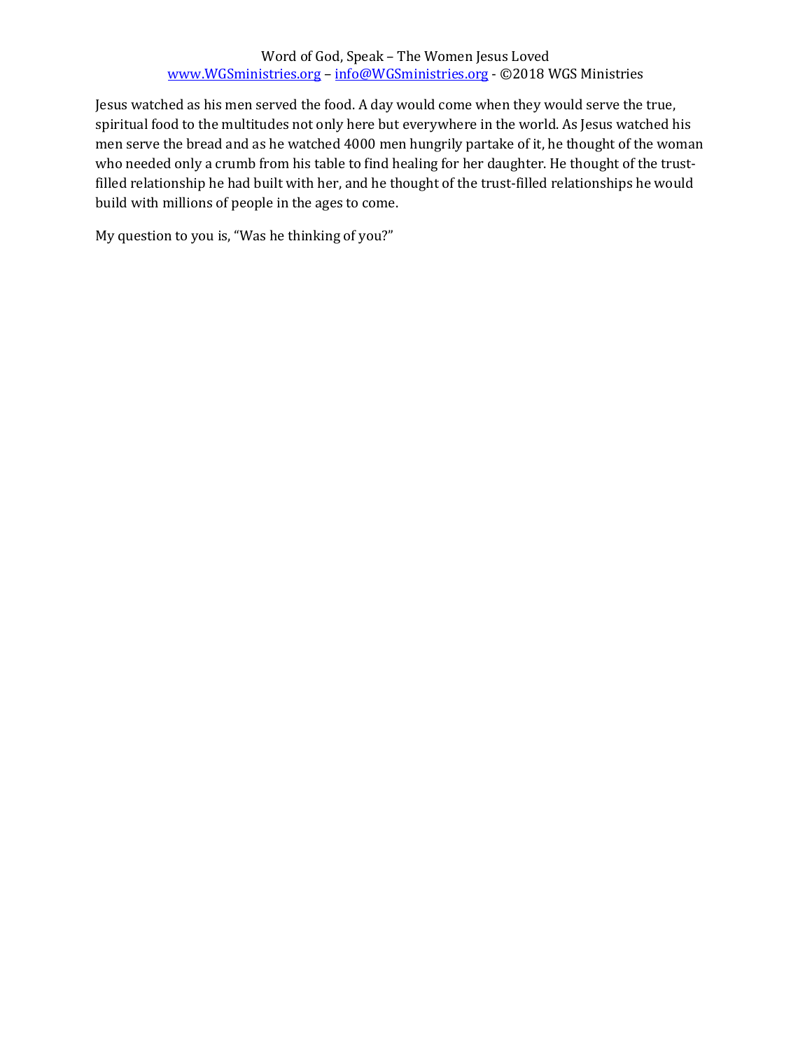Jesus watched as his men served the food. A day would come when they would serve the true, spiritual food to the multitudes not only here but everywhere in the world. As Jesus watched his men serve the bread and as he watched 4000 men hungrily partake of it, he thought of the woman who needed only a crumb from his table to find healing for her daughter. He thought of the trust-filled relationship he had built with her, and he thought of the trust-filled relationships he would build with millions of people in the ages to come.

My question to you is, "Was he thinking of you?"